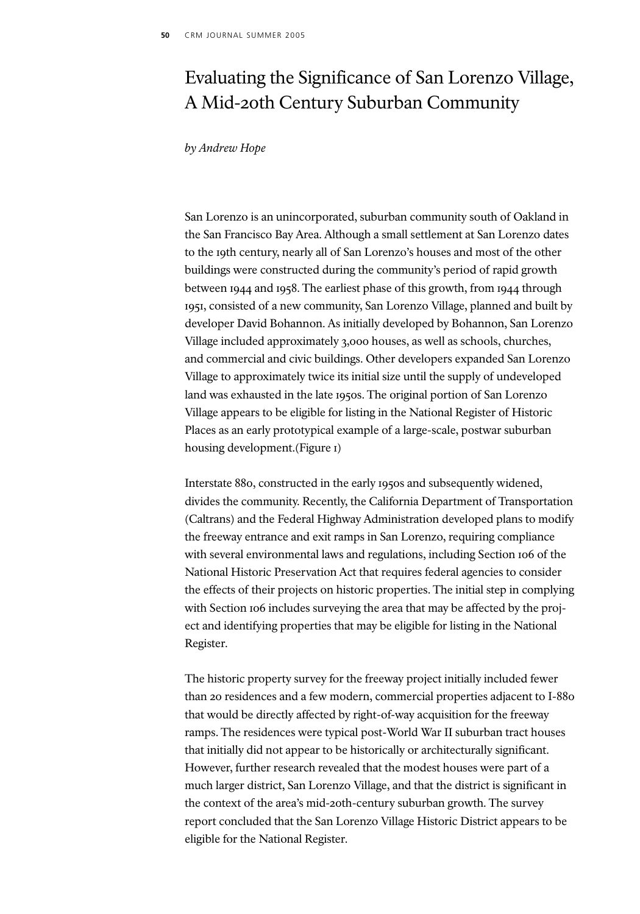# Evaluating the Significance of San Lorenzo Village, A Mid-20th Century Suburban Community

*by Andrew Hope*

San Lorenzo is an unincorporated, suburban community south of Oakland in the San Francisco Bay Area. Although a small settlement at San Lorenzo dates to the 19th century, nearly all of San Lorenzo's houses and most of the other buildings were constructed during the community's period of rapid growth between 1944 and 1958. The earliest phase of this growth, from 1944 through 1951, consisted of a new community, San Lorenzo Village, planned and built by developer David Bohannon. As initially developed by Bohannon, San Lorenzo Village included approximately 3,000 houses, as well as schools, churches, and commercial and civic buildings. Other developers expanded San Lorenzo Village to approximately twice its initial size until the supply of undeveloped land was exhausted in the late 1950s. The original portion of San Lorenzo Village appears to be eligible for listing in the National Register of Historic Places as an early prototypical example of a large-scale, postwar suburban housing development.(Figure 1)

Interstate 880, constructed in the early 1950s and subsequently widened, divides the community. Recently, the California Department of Transportation (Caltrans) and the Federal Highway Administration developed plans to modify the freeway entrance and exit ramps in San Lorenzo, requiring compliance with several environmental laws and regulations, including Section 106 of the National Historic Preservation Act that requires federal agencies to consider the effects of their projects on historic properties. The initial step in complying with Section 106 includes surveying the area that may be affected by the project and identifying properties that may be eligible for listing in the National Register.

The historic property survey for the freeway project initially included fewer than 20 residences and a few modern, commercial properties adjacent to I-880 that would be directly affected by right-of-way acquisition for the freeway ramps. The residences were typical post-World War II suburban tract houses that initially did not appear to be historically or architecturally significant. However, further research revealed that the modest houses were part of a much larger district, San Lorenzo Village, and that the district is significant in the context of the area's mid-20th-century suburban growth. The survey report concluded that the San Lorenzo Village Historic District appears to be eligible for the National Register.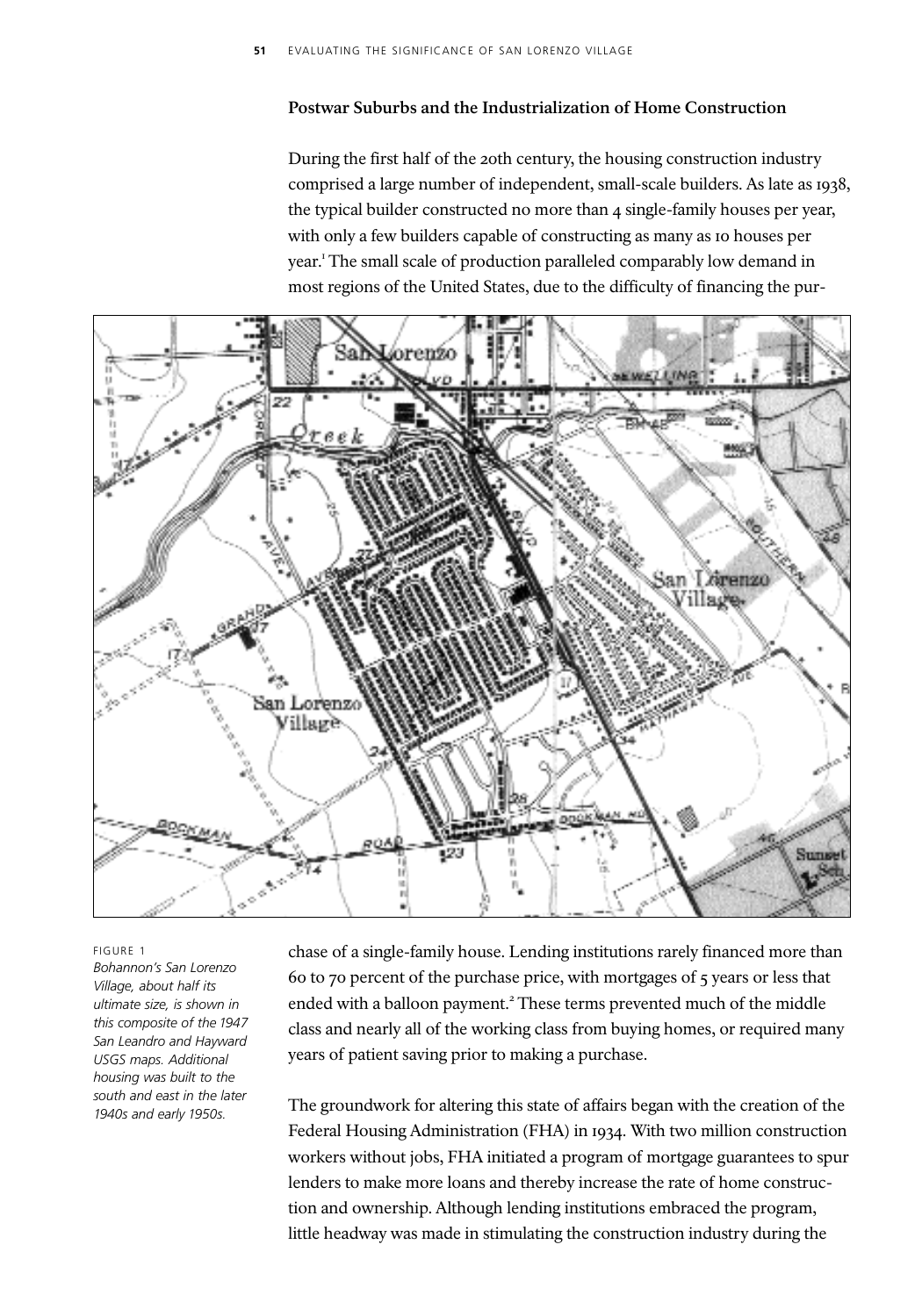## Postwar Suburbs and the Industrialization of Home Construction

During the first half of the 20th century, the housing construction industry comprised a large number of independent, small-scale builders. As late as 1938, the typical builder constructed no more than 4 single-family houses per year, with only a few builders capable of constructing as many as 10 houses per year.[1] The small scale of production paralleled comparably low demand in most regions of the United States, due to the difficulty of financing the purchase of a single-family house. Lending institutions rarely financed more than 60 to 70 percent of the purchase price, with mortgages of 5 years or less that ended with a balloon payment.[2] These terms prevented much of the middle class and nearly all of the working class from buying homes, or required many years of patient saving prior to making a purchase.

FIGURE 1
*Bohannon's San Lorenzo Village, about half its ultimate size, is shown in this composite of the 1947 San Leandro and Hayward USGS maps. Additional housing was built to the south and east in the later 1940s and early 1950s.*

The groundwork for altering this state of affairs began with the creation of the Federal Housing Administration (FHA) in 1934. With two million construction workers without jobs, FHA initiated a program of mortgage guarantees to spur lenders to make more loans and thereby increase the rate of home construction and ownership. Although lending institutions embraced the program, little headway was made in stimulating the construction industry during the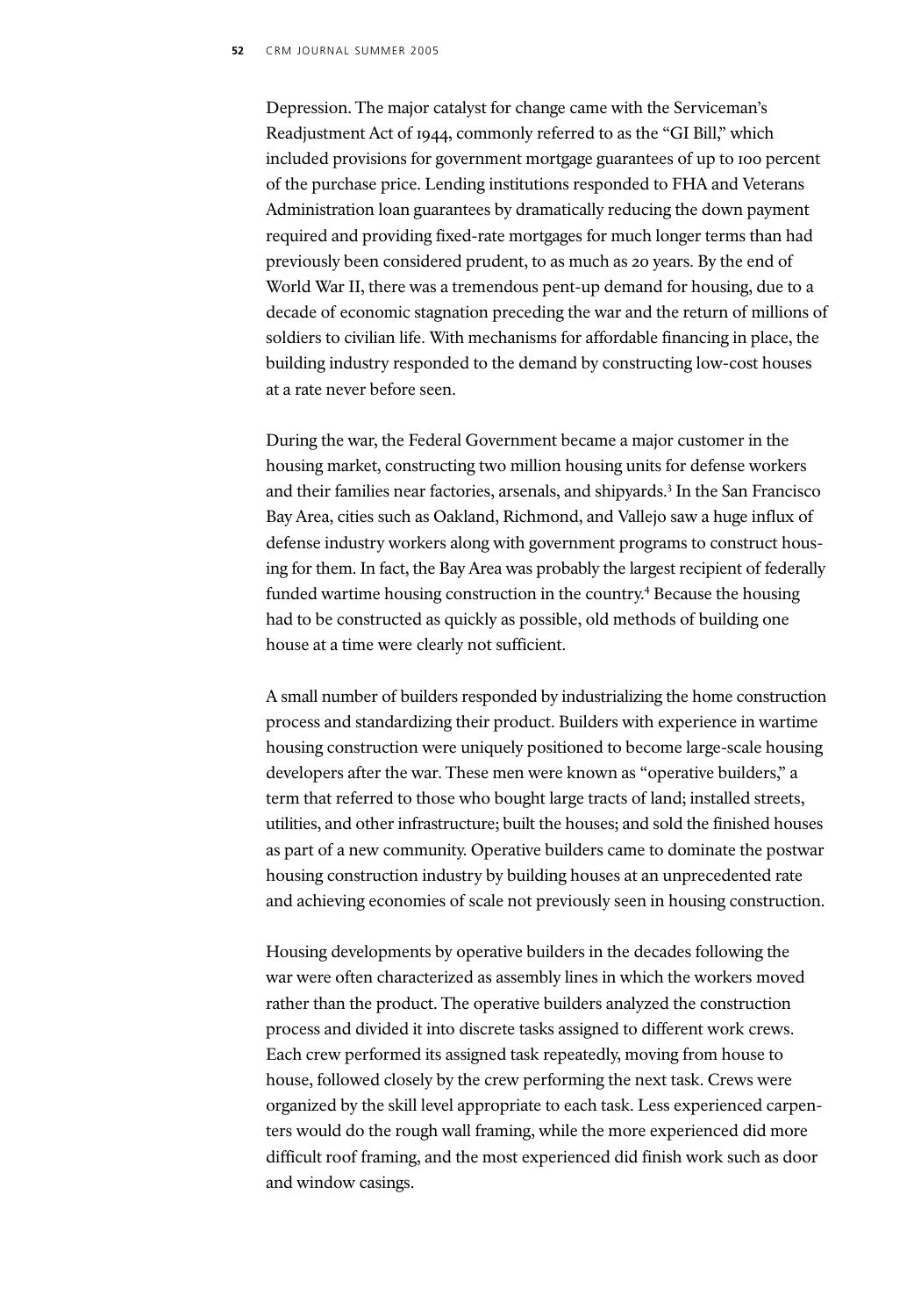Depression. The major catalyst for change came with the Serviceman's Readjustment Act of 1944, commonly referred to as the "GI Bill," which included provisions for government mortgage guarantees of up to 100 percent of the purchase price. Lending institutions responded to FHA and Veterans Administration loan guarantees by dramatically reducing the down payment required and providing fixed-rate mortgages for much longer terms than had previously been considered prudent, to as much as 20 years. By the end of World War II, there was a tremendous pent-up demand for housing, due to a decade of economic stagnation preceding the war and the return of millions of soldiers to civilian life. With mechanisms for affordable financing in place, the building industry responded to the demand by constructing low-cost houses at a rate never before seen.

During the war, the Federal Government became a major customer in the housing market, constructing two million housing units for defense workers and their families near factories, arsenals, and shipyards.[3] In the San Francisco Bay Area, cities such as Oakland, Richmond, and Vallejo saw a huge influx of defense industry workers along with government programs to construct housing for them. In fact, the Bay Area was probably the largest recipient of federally funded wartime housing construction in the country.[4] Because the housing had to be constructed as quickly as possible, old methods of building one house at a time were clearly not sufficient.

A small number of builders responded by industrializing the home construction process and standardizing their product. Builders with experience in wartime housing construction were uniquely positioned to become large-scale housing developers after the war. These men were known as "operative builders," a term that referred to those who bought large tracts of land; installed streets, utilities, and other infrastructure; built the houses; and sold the finished houses as part of a new community. Operative builders came to dominate the postwar housing construction industry by building houses at an unprecedented rate and achieving economies of scale not previously seen in housing construction.

Housing developments by operative builders in the decades following the war were often characterized as assembly lines in which the workers moved rather than the product. The operative builders analyzed the construction process and divided it into discrete tasks assigned to different work crews. Each crew performed its assigned task repeatedly, moving from house to house, followed closely by the crew performing the next task. Crews were organized by the skill level appropriate to each task. Less experienced carpenters would do the rough wall framing, while the more experienced did more difficult roof framing, and the most experienced did finish work such as door and window casings.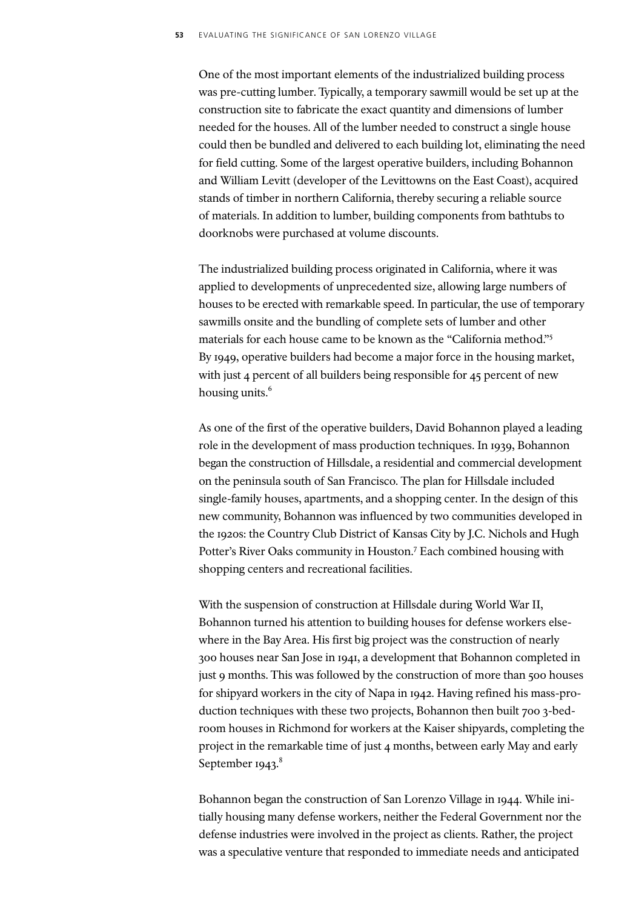One of the most important elements of the industrialized building process was pre-cutting lumber. Typically, a temporary sawmill would be set up at the construction site to fabricate the exact quantity and dimensions of lumber needed for the houses. All of the lumber needed to construct a single house could then be bundled and delivered to each building lot, eliminating the need for field cutting. Some of the largest operative builders, including Bohannon and William Levitt (developer of the Levittowns on the East Coast), acquired stands of timber in northern California, thereby securing a reliable source of materials. In addition to lumber, building components from bathtubs to doorknobs were purchased at volume discounts.

The industrialized building process originated in California, where it was applied to developments of unprecedented size, allowing large numbers of houses to be erected with remarkable speed. In particular, the use of temporary sawmills onsite and the bundling of complete sets of lumber and other materials for each house came to be known as the "California method."[5] By 1949, operative builders had become a major force in the housing market, with just 4 percent of all builders being responsible for 45 percent of new housing units.[6]

As one of the first of the operative builders, David Bohannon played a leading role in the development of mass production techniques. In 1939, Bohannon began the construction of Hillsdale, a residential and commercial development on the peninsula south of San Francisco. The plan for Hillsdale included single-family houses, apartments, and a shopping center. In the design of this new community, Bohannon was influenced by two communities developed in the 1920s: the Country Club District of Kansas City by J.C. Nichols and Hugh Potter's River Oaks community in Houston.[7] Each combined housing with shopping centers and recreational facilities.

With the suspension of construction at Hillsdale during World War II, Bohannon turned his attention to building houses for defense workers elsewhere in the Bay Area. His first big project was the construction of nearly 300 houses near San Jose in 1941, a development that Bohannon completed in just 9 months. This was followed by the construction of more than 500 houses for shipyard workers in the city of Napa in 1942. Having refined his mass-production techniques with these two projects, Bohannon then built 700 3-bedroom houses in Richmond for workers at the Kaiser shipyards, completing the project in the remarkable time of just 4 months, between early May and early September 1943.[8]

Bohannon began the construction of San Lorenzo Village in 1944. While initially housing many defense workers, neither the Federal Government nor the defense industries were involved in the project as clients. Rather, the project was a speculative venture that responded to immediate needs and anticipated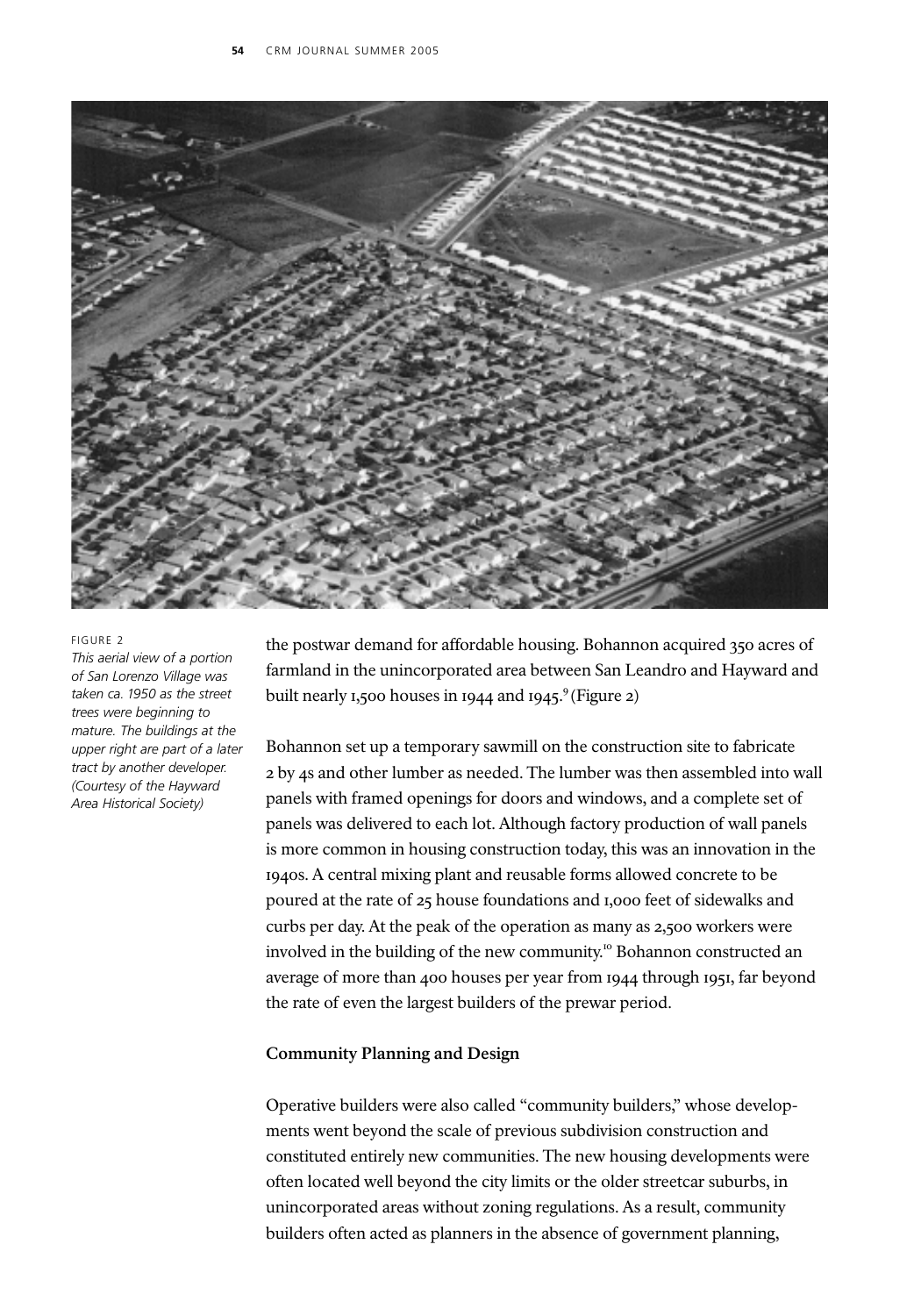FIGURE 2

*This aerial view of a portion of San Lorenzo Village was taken ca. 1950 as the street trees were beginning to mature. The buildings at the upper right are part of a later tract by another developer. (Courtesy of the Hayward Area Historical Society)*

the postwar demand for affordable housing. Bohannon acquired 350 acres of farmland in the unincorporated area between San Leandro and Hayward and built nearly 1,500 houses in 1944 and 1945.[9] (Figure 2)

Bohannon set up a temporary sawmill on the construction site to fabricate 2 by 4s and other lumber as needed. The lumber was then assembled into wall panels with framed openings for doors and windows, and a complete set of panels was delivered to each lot. Although factory production of wall panels is more common in housing construction today, this was an innovation in the 1940s. A central mixing plant and reusable forms allowed concrete to be poured at the rate of 25 house foundations and 1,000 feet of sidewalks and curbs per day. At the peak of the operation as many as 2,500 workers were involved in the building of the new community.[10] Bohannon constructed an average of more than 400 houses per year from 1944 through 1951, far beyond the rate of even the largest builders of the prewar period.

**Community Planning and Design**

Operative builders were also called "community builders," whose developments went beyond the scale of previous subdivision construction and constituted entirely new communities. The new housing developments were often located well beyond the city limits or the older streetcar suburbs, in unincorporated areas without zoning regulations. As a result, community builders often acted as planners in the absence of government planning,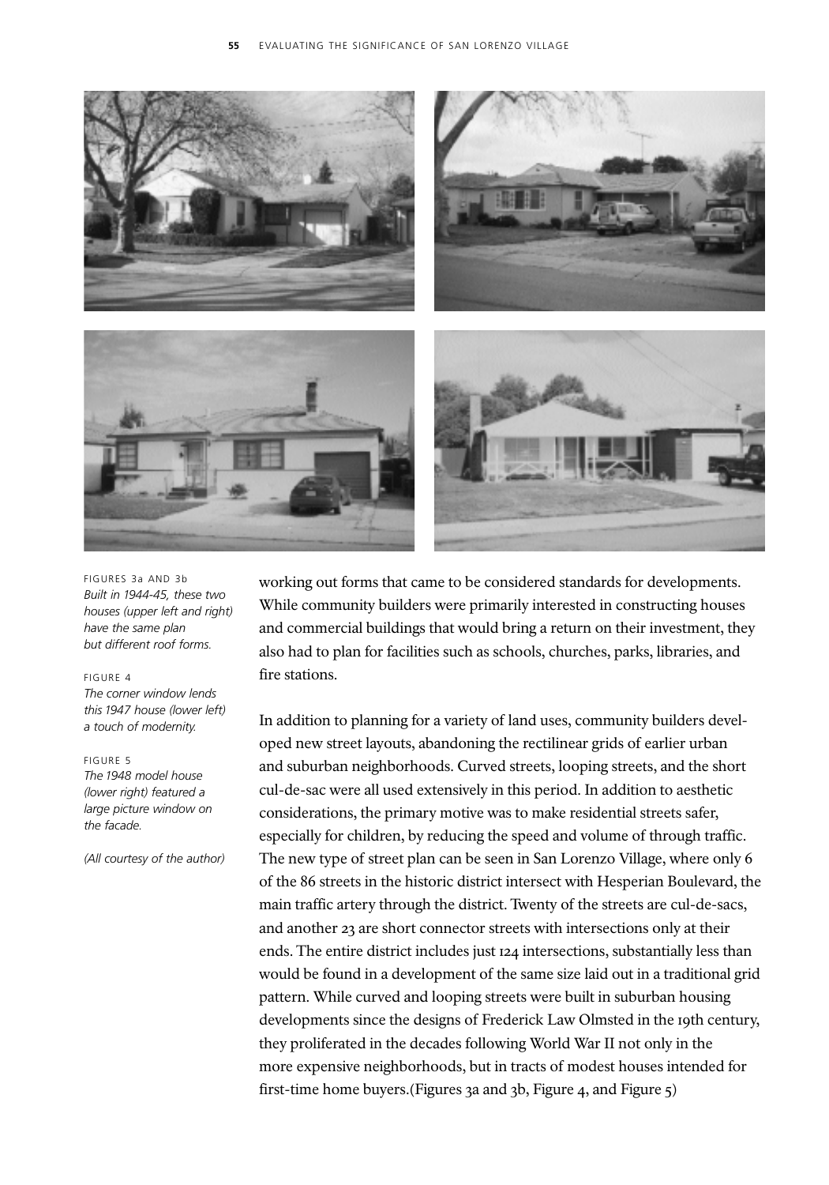FIGURES 3a AND 3b
*Built in 1944-45, these two houses (upper left and right) have the same plan but different roof forms.*

FIGURE 4
*The corner window lends this 1947 house (lower left) a touch of modernity.*

FIGURE 5
*The 1948 model house (lower right) featured a large picture window on the facade.*

*(All courtesy of the author)*

working out forms that came to be considered standards for developments. While community builders were primarily interested in constructing houses and commercial buildings that would bring a return on their investment, they also had to plan for facilities such as schools, churches, parks, libraries, and fire stations.

In addition to planning for a variety of land uses, community builders developed new street layouts, abandoning the rectilinear grids of earlier urban and suburban neighborhoods. Curved streets, looping streets, and the short cul-de-sac were all used extensively in this period. In addition to aesthetic considerations, the primary motive was to make residential streets safer, especially for children, by reducing the speed and volume of through traffic. The new type of street plan can be seen in San Lorenzo Village, where only 6 of the 86 streets in the historic district intersect with Hesperian Boulevard, the main traffic artery through the district. Twenty of the streets are cul-de-sacs, and another 23 are short connector streets with intersections only at their ends. The entire district includes just 124 intersections, substantially less than would be found in a development of the same size laid out in a traditional grid pattern. While curved and looping streets were built in suburban housing developments since the designs of Frederick Law Olmsted in the 19th century, they proliferated in the decades following World War II not only in the more expensive neighborhoods, but in tracts of modest houses intended for first-time home buyers.(Figures 3a and 3b, Figure 4, and Figure 5)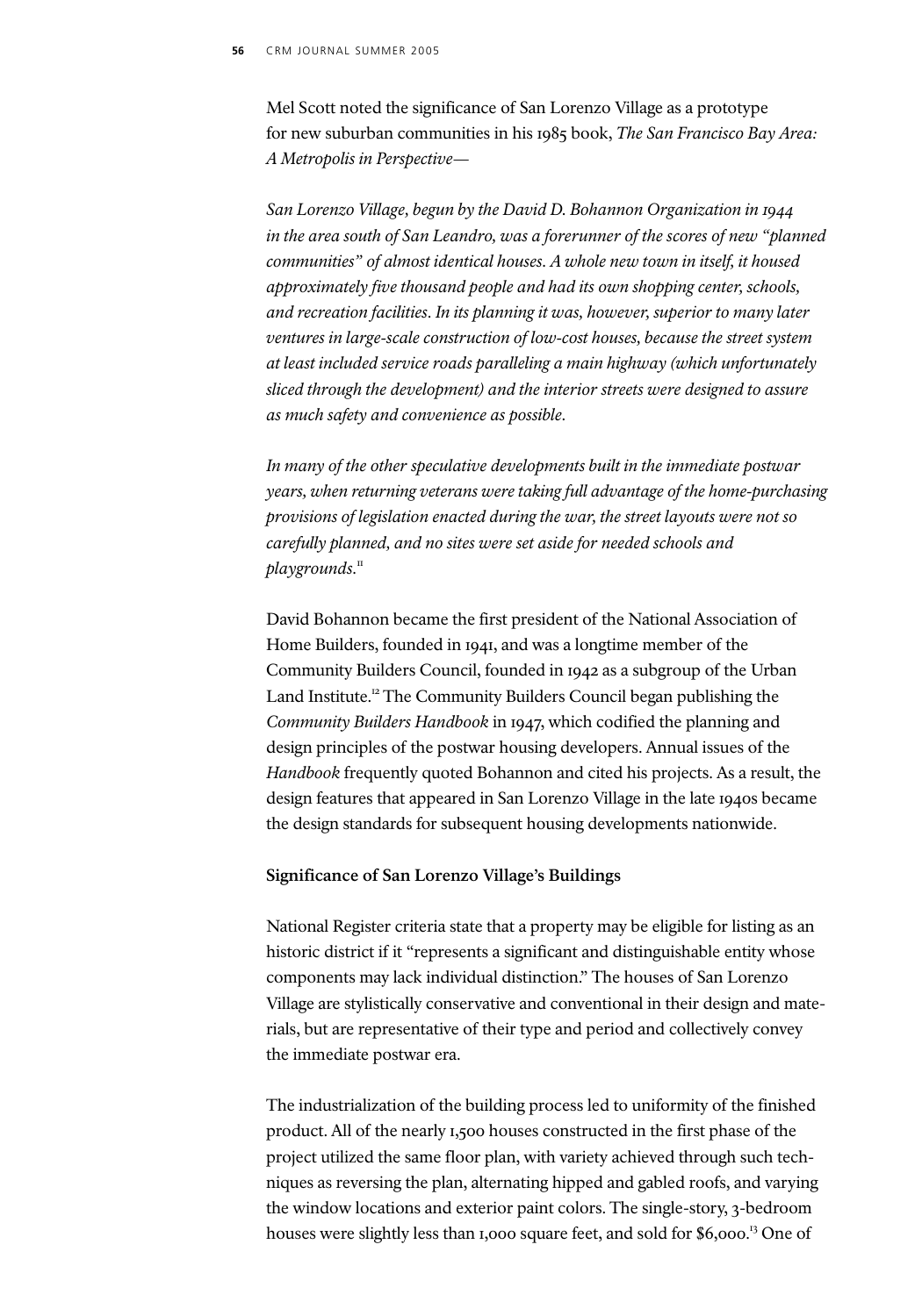Mel Scott noted the significance of San Lorenzo Village as a prototype for new suburban communities in his 1985 book, *The San Francisco Bay Area: A Metropolis in Perspective*—

*San Lorenzo Village, begun by the David D. Bohannon Organization in 1944 in the area south of San Leandro, was a forerunner of the scores of new "planned communities" of almost identical houses. A whole new town in itself, it housed approximately five thousand people and had its own shopping center, schools, and recreation facilities. In its planning it was, however, superior to many later ventures in large-scale construction of low-cost houses, because the street system at least included service roads paralleling a main highway (which unfortunately sliced through the development) and the interior streets were designed to assure as much safety and convenience as possible.*

*In many of the other speculative developments built in the immediate postwar years, when returning veterans were taking full advantage of the home-purchasing provisions of legislation enacted during the war, the street layouts were not so carefully planned, and no sites were set aside for needed schools and playgrounds.*[11]

David Bohannon became the first president of the National Association of Home Builders, founded in 1941, and was a longtime member of the Community Builders Council, founded in 1942 as a subgroup of the Urban Land Institute.[12] The Community Builders Council began publishing the *Community Builders Handbook* in 1947, which codified the planning and design principles of the postwar housing developers. Annual issues of the *Handbook* frequently quoted Bohannon and cited his projects. As a result, the design features that appeared in San Lorenzo Village in the late 1940s became the design standards for subsequent housing developments nationwide.

**Significance of San Lorenzo Village's Buildings**

National Register criteria state that a property may be eligible for listing as an historic district if it "represents a significant and distinguishable entity whose components may lack individual distinction." The houses of San Lorenzo Village are stylistically conservative and conventional in their design and materials, but are representative of their type and period and collectively convey the immediate postwar era.

The industrialization of the building process led to uniformity of the finished product. All of the nearly 1,500 houses constructed in the first phase of the project utilized the same floor plan, with variety achieved through such techniques as reversing the plan, alternating hipped and gabled roofs, and varying the window locations and exterior paint colors. The single-story, 3-bedroom houses were slightly less than 1,000 square feet, and sold for $6,000.[13] One of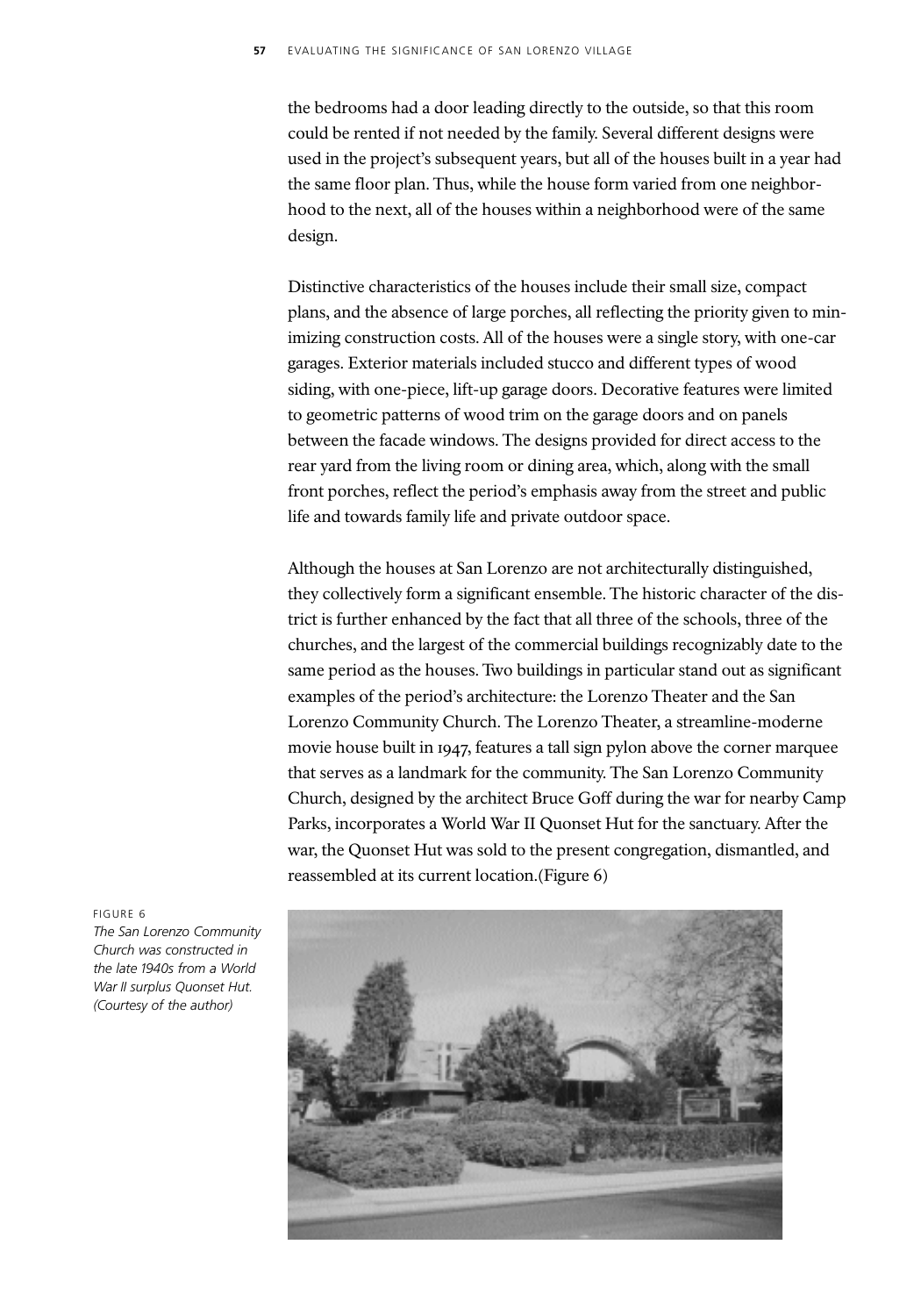the bedrooms had a door leading directly to the outside, so that this room could be rented if not needed by the family. Several different designs were used in the project's subsequent years, but all of the houses built in a year had the same floor plan. Thus, while the house form varied from one neighborhood to the next, all of the houses within a neighborhood were of the same design.

Distinctive characteristics of the houses include their small size, compact plans, and the absence of large porches, all reflecting the priority given to minimizing construction costs. All of the houses were a single story, with one-car garages. Exterior materials included stucco and different types of wood siding, with one-piece, lift-up garage doors. Decorative features were limited to geometric patterns of wood trim on the garage doors and on panels between the facade windows. The designs provided for direct access to the rear yard from the living room or dining area, which, along with the small front porches, reflect the period's emphasis away from the street and public life and towards family life and private outdoor space.

Although the houses at San Lorenzo are not architecturally distinguished, they collectively form a significant ensemble. The historic character of the district is further enhanced by the fact that all three of the schools, three of the churches, and the largest of the commercial buildings recognizably date to the same period as the houses. Two buildings in particular stand out as significant examples of the period's architecture: the Lorenzo Theater and the San Lorenzo Community Church. The Lorenzo Theater, a streamline-moderne movie house built in 1947, features a tall sign pylon above the corner marquee that serves as a landmark for the community. The San Lorenzo Community Church, designed by the architect Bruce Goff during the war for nearby Camp Parks, incorporates a World War II Quonset Hut for the sanctuary. After the war, the Quonset Hut was sold to the present congregation, dismantled, and reassembled at its current location.(Figure 6)

FIGURE 6
*The San Lorenzo Community Church was constructed in the late 1940s from a World War II surplus Quonset Hut. (Courtesy of the author)*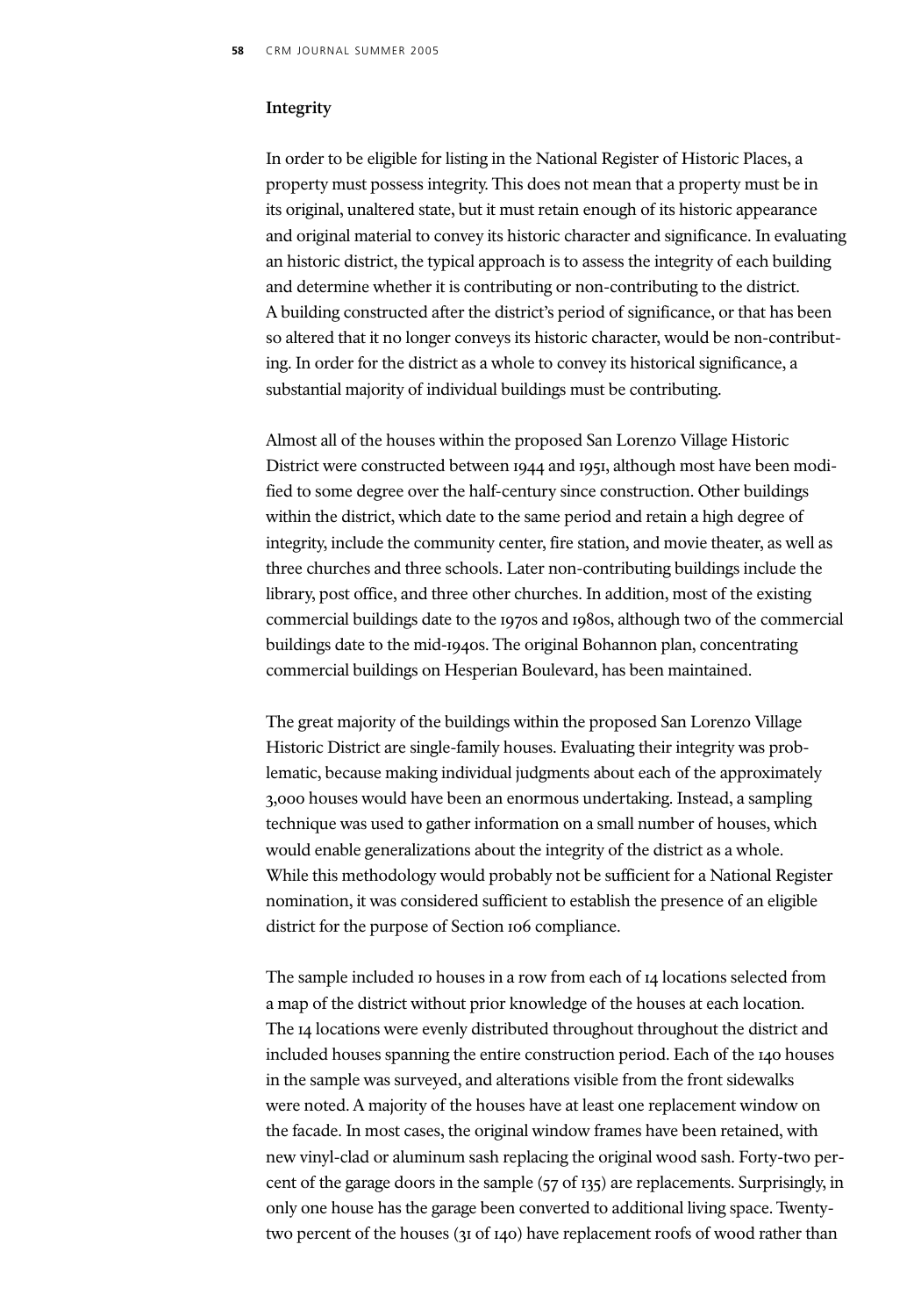### Integrity

In order to be eligible for listing in the National Register of Historic Places, a property must possess integrity. This does not mean that a property must be in its original, unaltered state, but it must retain enough of its historic appearance and original material to convey its historic character and significance. In evaluating an historic district, the typical approach is to assess the integrity of each building and determine whether it is contributing or non-contributing to the district. A building constructed after the district's period of significance, or that has been so altered that it no longer conveys its historic character, would be non-contributing. In order for the district as a whole to convey its historical significance, a substantial majority of individual buildings must be contributing.

Almost all of the houses within the proposed San Lorenzo Village Historic District were constructed between 1944 and 1951, although most have been modified to some degree over the half-century since construction. Other buildings within the district, which date to the same period and retain a high degree of integrity, include the community center, fire station, and movie theater, as well as three churches and three schools. Later non-contributing buildings include the library, post office, and three other churches. In addition, most of the existing commercial buildings date to the 1970s and 1980s, although two of the commercial buildings date to the mid-1940s. The original Bohannon plan, concentrating commercial buildings on Hesperian Boulevard, has been maintained.

The great majority of the buildings within the proposed San Lorenzo Village Historic District are single-family houses. Evaluating their integrity was problematic, because making individual judgments about each of the approximately 3,000 houses would have been an enormous undertaking. Instead, a sampling technique was used to gather information on a small number of houses, which would enable generalizations about the integrity of the district as a whole. While this methodology would probably not be sufficient for a National Register nomination, it was considered sufficient to establish the presence of an eligible district for the purpose of Section 106 compliance.

The sample included 10 houses in a row from each of 14 locations selected from a map of the district without prior knowledge of the houses at each location. The 14 locations were evenly distributed throughout throughout the district and included houses spanning the entire construction period. Each of the 140 houses in the sample was surveyed, and alterations visible from the front sidewalks were noted. A majority of the houses have at least one replacement window on the facade. In most cases, the original window frames have been retained, with new vinyl-clad or aluminum sash replacing the original wood sash. Forty-two percent of the garage doors in the sample (57 of 135) are replacements. Surprisingly, in only one house has the garage been converted to additional living space. Twenty-two percent of the houses (31 of 140) have replacement roofs of wood rather than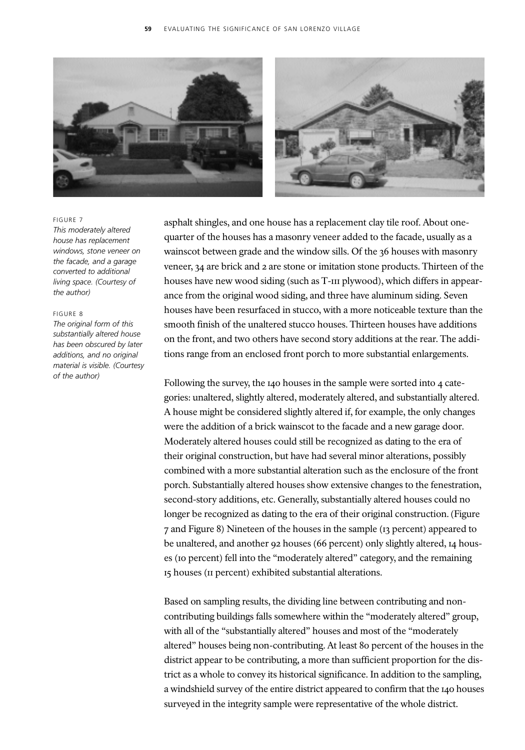FIGURE 7

*This moderately altered house has replacement windows, stone veneer on the facade, and a garage converted to additional living space. (Courtesy of the author)*

FIGURE 8

*The original form of this substantially altered house has been obscured by later additions, and no original material is visible. (Courtesy of the author)*

asphalt shingles, and one house has a replacement clay tile roof. About one-quarter of the houses has a masonry veneer added to the facade, usually as a wainscot between grade and the window sills. Of the 36 houses with masonry veneer, 34 are brick and 2 are stone or imitation stone products. Thirteen of the houses have new wood siding (such as T-111 plywood), which differs in appearance from the original wood siding, and three have aluminum siding. Seven houses have been resurfaced in stucco, with a more noticeable texture than the smooth finish of the unaltered stucco houses. Thirteen houses have additions on the front, and two others have second story additions at the rear. The additions range from an enclosed front porch to more substantial enlargements.

Following the survey, the 140 houses in the sample were sorted into 4 categories: unaltered, slightly altered, moderately altered, and substantially altered. A house might be considered slightly altered if, for example, the only changes were the addition of a brick wainscot to the facade and a new garage door. Moderately altered houses could still be recognized as dating to the era of their original construction, but have had several minor alterations, possibly combined with a more substantial alteration such as the enclosure of the front porch. Substantially altered houses show extensive changes to the fenestration, second-story additions, etc. Generally, substantially altered houses could no longer be recognized as dating to the era of their original construction. (Figure 7 and Figure 8) Nineteen of the houses in the sample (13 percent) appeared to be unaltered, and another 92 houses (66 percent) only slightly altered, 14 houses (10 percent) fell into the "moderately altered" category, and the remaining 15 houses (11 percent) exhibited substantial alterations.

Based on sampling results, the dividing line between contributing and non-contributing buildings falls somewhere within the "moderately altered" group, with all of the "substantially altered" houses and most of the "moderately altered" houses being non-contributing. At least 80 percent of the houses in the district appear to be contributing, a more than sufficient proportion for the district as a whole to convey its historical significance. In addition to the sampling, a windshield survey of the entire district appeared to confirm that the 140 houses surveyed in the integrity sample were representative of the whole district.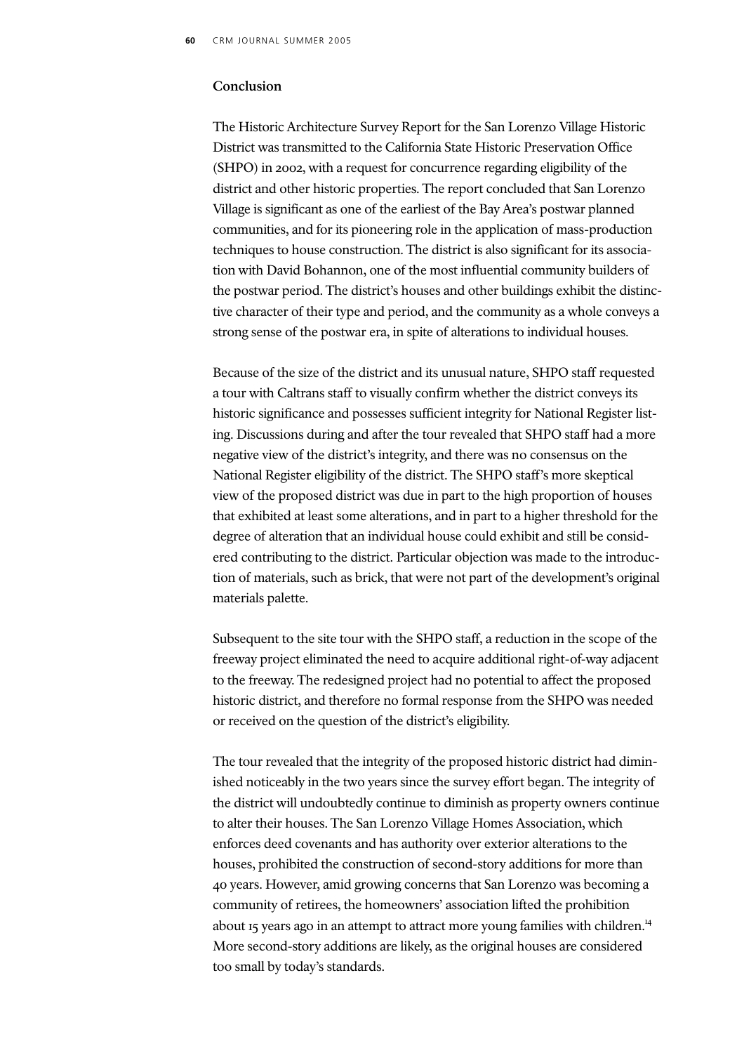### Conclusion

The Historic Architecture Survey Report for the San Lorenzo Village Historic District was transmitted to the California State Historic Preservation Office (SHPO) in 2002, with a request for concurrence regarding eligibility of the district and other historic properties. The report concluded that San Lorenzo Village is significant as one of the earliest of the Bay Area's postwar planned communities, and for its pioneering role in the application of mass-production techniques to house construction. The district is also significant for its association with David Bohannon, one of the most influential community builders of the postwar period. The district's houses and other buildings exhibit the distinctive character of their type and period, and the community as a whole conveys a strong sense of the postwar era, in spite of alterations to individual houses.

Because of the size of the district and its unusual nature, SHPO staff requested a tour with Caltrans staff to visually confirm whether the district conveys its historic significance and possesses sufficient integrity for National Register listing. Discussions during and after the tour revealed that SHPO staff had a more negative view of the district's integrity, and there was no consensus on the National Register eligibility of the district. The SHPO staff's more skeptical view of the proposed district was due in part to the high proportion of houses that exhibited at least some alterations, and in part to a higher threshold for the degree of alteration that an individual house could exhibit and still be considered contributing to the district. Particular objection was made to the introduction of materials, such as brick, that were not part of the development's original materials palette.

Subsequent to the site tour with the SHPO staff, a reduction in the scope of the freeway project eliminated the need to acquire additional right-of-way adjacent to the freeway. The redesigned project had no potential to affect the proposed historic district, and therefore no formal response from the SHPO was needed or received on the question of the district's eligibility.

The tour revealed that the integrity of the proposed historic district had diminished noticeably in the two years since the survey effort began. The integrity of the district will undoubtedly continue to diminish as property owners continue to alter their houses. The San Lorenzo Village Homes Association, which enforces deed covenants and has authority over exterior alterations to the houses, prohibited the construction of second-story additions for more than 40 years. However, amid growing concerns that San Lorenzo was becoming a community of retirees, the homeowners' association lifted the prohibition about 15 years ago in an attempt to attract more young families with children.[14] More second-story additions are likely, as the original houses are considered too small by today's standards.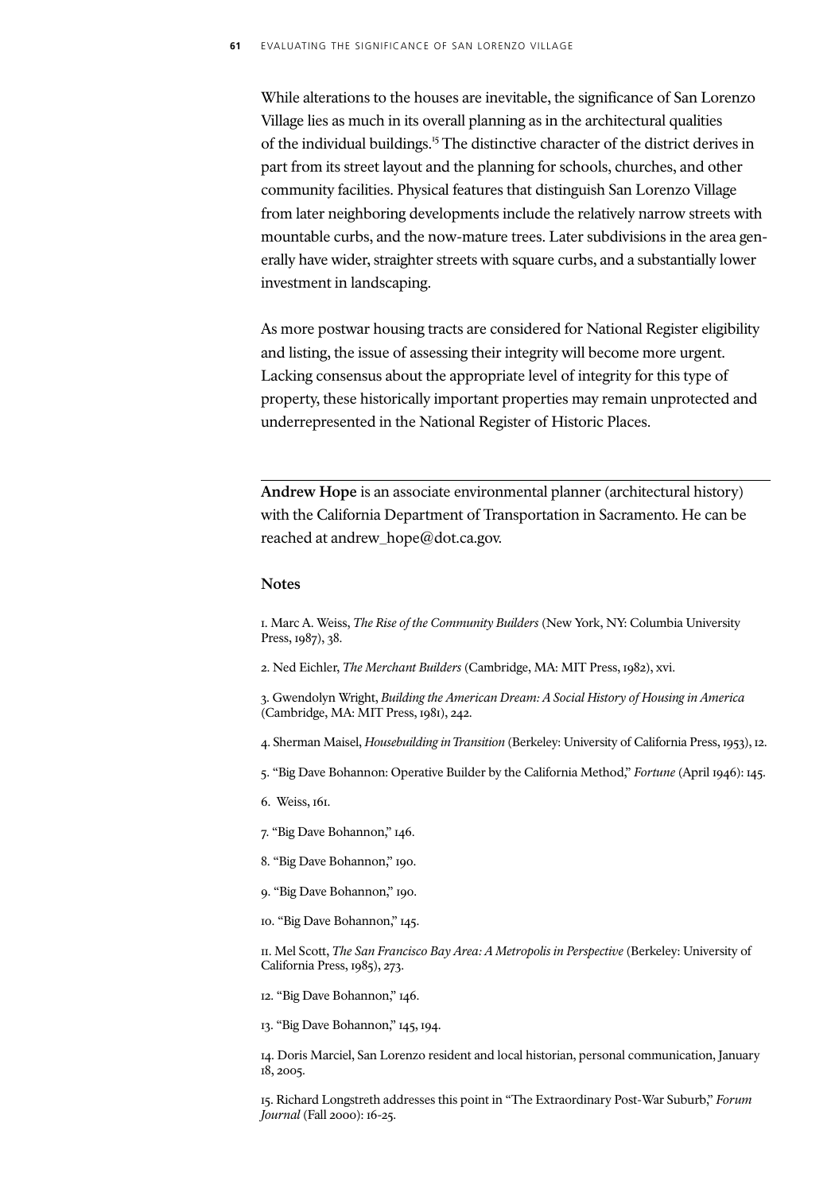While alterations to the houses are inevitable, the significance of San Lorenzo Village lies as much in its overall planning as in the architectural qualities of the individual buildings.[15] The distinctive character of the district derives in part from its street layout and the planning for schools, churches, and other community facilities. Physical features that distinguish San Lorenzo Village from later neighboring developments include the relatively narrow streets with mountable curbs, and the now-mature trees. Later subdivisions in the area generally have wider, straighter streets with square curbs, and a substantially lower investment in landscaping.

As more postwar housing tracts are considered for National Register eligibility and listing, the issue of assessing their integrity will become more urgent. Lacking consensus about the appropriate level of integrity for this type of property, these historically important properties may remain unprotected and underrepresented in the National Register of Historic Places.

---

**Andrew Hope** is an associate environmental planner (architectural history) with the California Department of Transportation in Sacramento. He can be reached at andrew_hope@dot.ca.gov.

## Notes

1. Marc A. Weiss, *The Rise of the Community Builders* (New York, NY: Columbia University Press, 1987), 38.

2. Ned Eichler, *The Merchant Builders* (Cambridge, MA: MIT Press, 1982), xvi.

3. Gwendolyn Wright, *Building the American Dream: A Social History of Housing in America* (Cambridge, MA: MIT Press, 1981), 242.

4. Sherman Maisel, *Housebuilding in Transition* (Berkeley: University of California Press, 1953), 12.

5. "Big Dave Bohannon: Operative Builder by the California Method," *Fortune* (April 1946): 145.

6. Weiss, 161.

7. "Big Dave Bohannon," 146.

8. "Big Dave Bohannon," 190.

9. "Big Dave Bohannon," 190.

10. "Big Dave Bohannon," 145.

11. Mel Scott, *The San Francisco Bay Area: A Metropolis in Perspective* (Berkeley: University of California Press, 1985), 273.

12. "Big Dave Bohannon," 146.

13. "Big Dave Bohannon," 145, 194.

14. Doris Marciel, San Lorenzo resident and local historian, personal communication, January 18, 2005.

15. Richard Longstreth addresses this point in "The Extraordinary Post-War Suburb," *Forum Journal* (Fall 2000): 16-25.